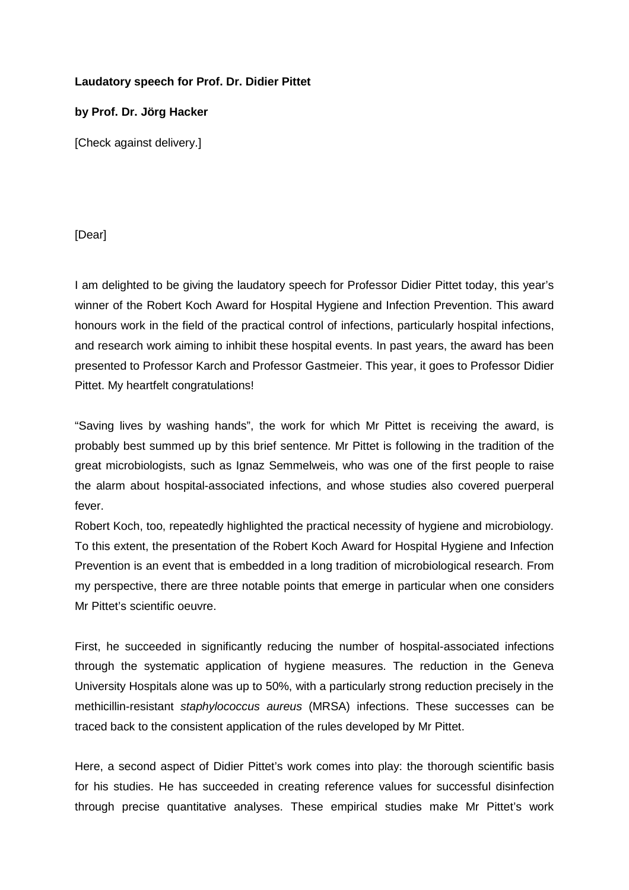**Laudatory speech for Prof. Dr. Didier Pittet**

**by Prof. Dr. Jörg Hacker**

[Check against delivery.]

[Dear]

I am delighted to be giving the laudatory speech for Professor Didier Pittet today, this year's winner of the Robert Koch Award for Hospital Hygiene and Infection Prevention. This award honours work in the field of the practical control of infections, particularly hospital infections, and research work aiming to inhibit these hospital events. In past years, the award has been presented to Professor Karch and Professor Gastmeier. This year, it goes to Professor Didier Pittet. My heartfelt congratulations!

"Saving lives by washing hands", the work for which Mr Pittet is receiving the award, is probably best summed up by this brief sentence. Mr Pittet is following in the tradition of the great microbiologists, such as Ignaz Semmelweis, who was one of the first people to raise the alarm about hospital-associated infections, and whose studies also covered puerperal fever.

Robert Koch, too, repeatedly highlighted the practical necessity of hygiene and microbiology. To this extent, the presentation of the Robert Koch Award for Hospital Hygiene and Infection Prevention is an event that is embedded in a long tradition of microbiological research. From my perspective, there are three notable points that emerge in particular when one considers Mr Pittet's scientific oeuvre.

First, he succeeded in significantly reducing the number of hospital-associated infections through the systematic application of hygiene measures. The reduction in the Geneva University Hospitals alone was up to 50%, with a particularly strong reduction precisely in the methicillin-resistant *staphylococcus aureus* (MRSA) infections. These successes can be traced back to the consistent application of the rules developed by Mr Pittet.

Here, a second aspect of Didier Pittet's work comes into play: the thorough scientific basis for his studies. He has succeeded in creating reference values for successful disinfection through precise quantitative analyses. These empirical studies make Mr Pittet's work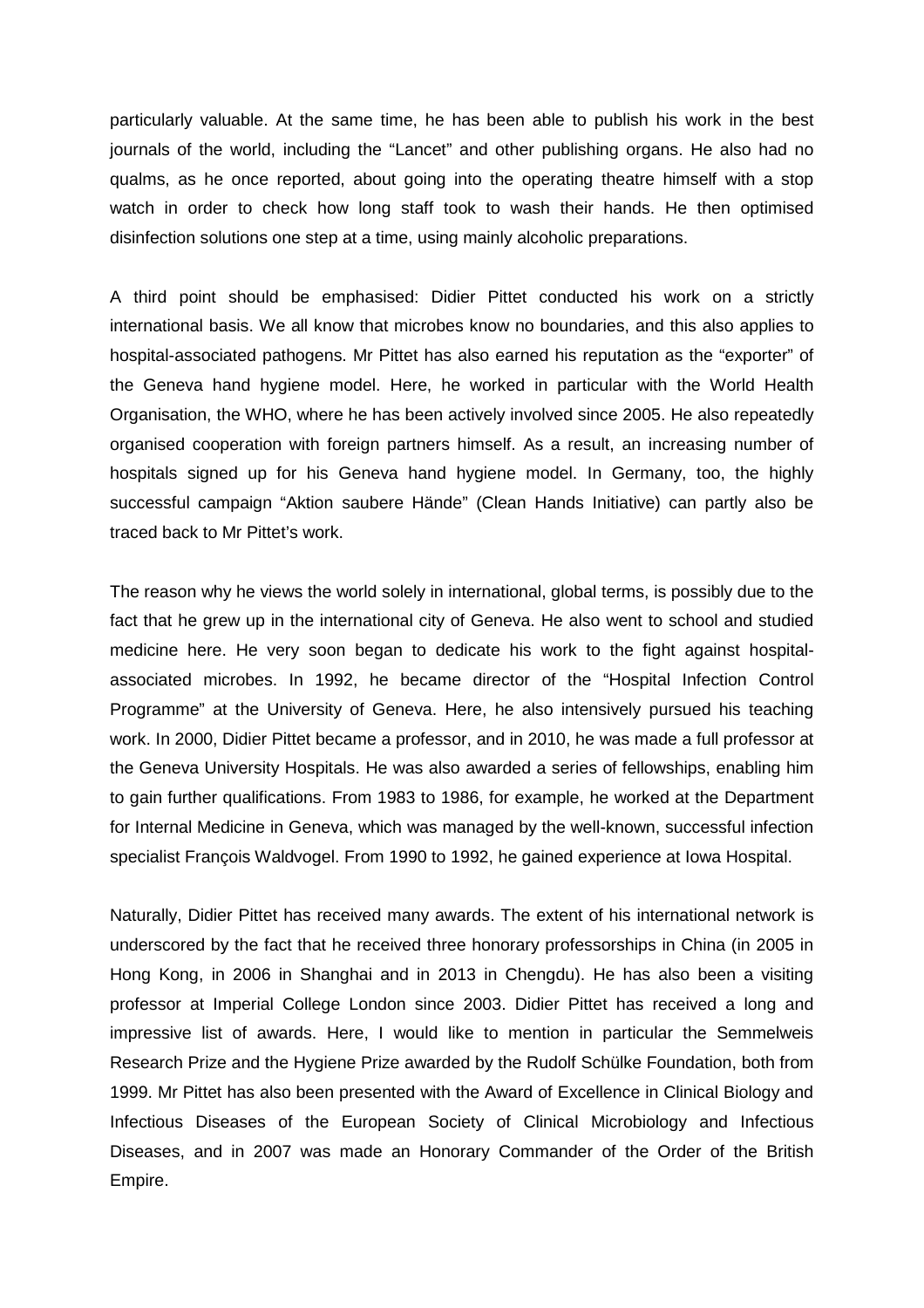particularly valuable. At the same time, he has been able to publish his work in the best journals of the world, including the "Lancet" and other publishing organs. He also had no qualms, as he once reported, about going into the operating theatre himself with a stop watch in order to check how long staff took to wash their hands. He then optimised disinfection solutions one step at a time, using mainly alcoholic preparations.

A third point should be emphasised: Didier Pittet conducted his work on a strictly international basis. We all know that microbes know no boundaries, and this also applies to hospital-associated pathogens. Mr Pittet has also earned his reputation as the "exporter" of the Geneva hand hygiene model. Here, he worked in particular with the World Health Organisation, the WHO, where he has been actively involved since 2005. He also repeatedly organised cooperation with foreign partners himself. As a result, an increasing number of hospitals signed up for his Geneva hand hygiene model. In Germany, too, the highly successful campaign "Aktion saubere Hände" (Clean Hands Initiative) can partly also be traced back to Mr Pittet's work.

The reason why he views the world solely in international, global terms, is possibly due to the fact that he grew up in the international city of Geneva. He also went to school and studied medicine here. He very soon began to dedicate his work to the fight against hospital-associated microbes. In 1992, he became director of the "Hospital Infection Control Programme" at the University of Geneva. Here, he also intensively pursued his teaching work. In 2000, Didier Pittet became a professor, and in 2010, he was made a full professor at the Geneva University Hospitals. He was also awarded a series of fellowships, enabling him to gain further qualifications. From 1983 to 1986, for example, he worked at the Department for Internal Medicine in Geneva, which was managed by the well-known, successful infection specialist François Waldvogel. From 1990 to 1992, he gained experience at Iowa Hospital.

Naturally, Didier Pittet has received many awards. The extent of his international network is underscored by the fact that he received three honorary professorships in China (in 2005 in Hong Kong, in 2006 in Shanghai and in 2013 in Chengdu). He has also been a visiting professor at Imperial College London since 2003. Didier Pittet has received a long and impressive list of awards. Here, I would like to mention in particular the Semmelweis Research Prize and the Hygiene Prize awarded by the Rudolf Schülke Foundation, both from 1999. Mr Pittet has also been presented with the Award of Excellence in Clinical Biology and Infectious Diseases of the European Society of Clinical Microbiology and Infectious Diseases, and in 2007 was made an Honorary Commander of the Order of the British Empire.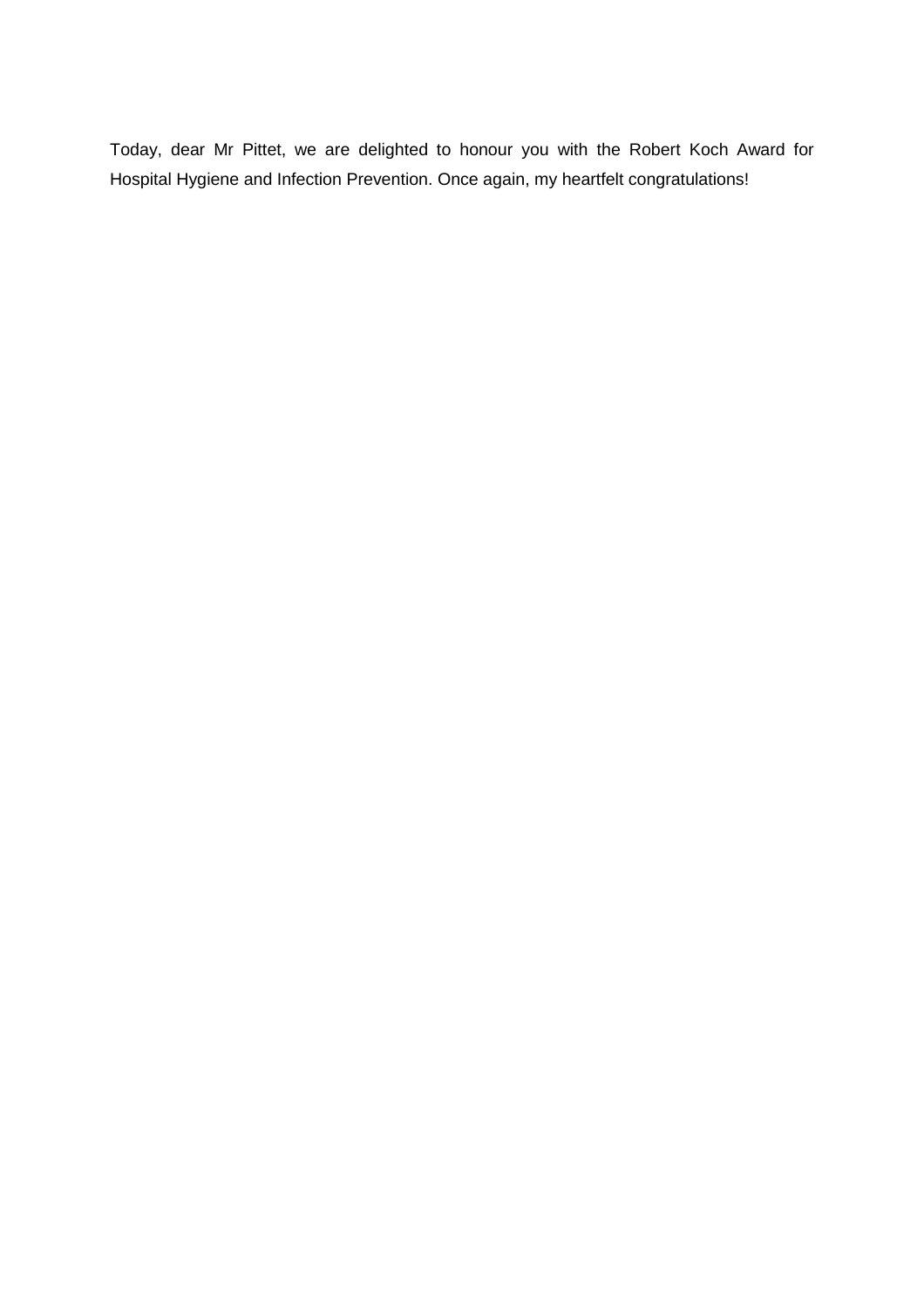Today, dear Mr Pittet, we are delighted to honour you with the Robert Koch Award for Hospital Hygiene and Infection Prevention. Once again, my heartfelt congratulations!